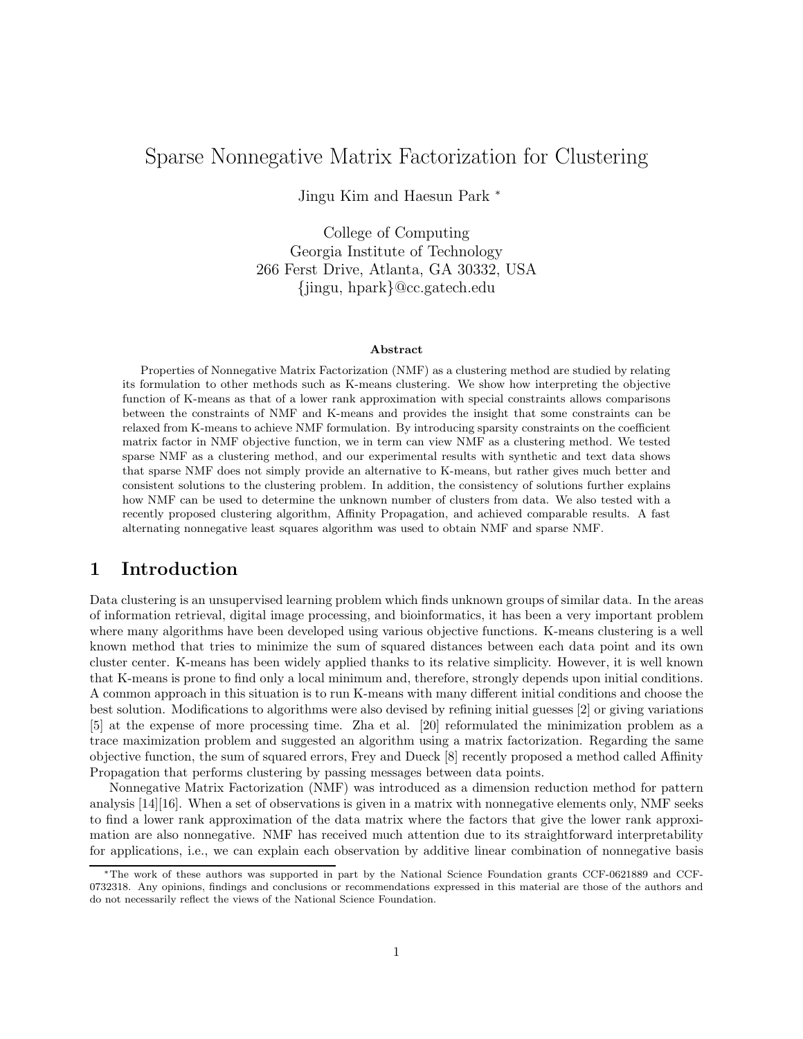# Sparse Nonnegative Matrix Factorization for Clustering

Jingu Kim and Haesun Park *

College of Computing
Georgia Institute of Technology
266 Ferst Drive, Atlanta, GA 30332, USA
{jingu, hpark}@cc.gatech.edu

### Abstract

Properties of Nonnegative Matrix Factorization (NMF) as a clustering method are studied by relating its formulation to other methods such as K-means clustering. We show how interpreting the objective function of K-means as that of a lower rank approximation with special constraints allows comparisons between the constraints of NMF and K-means and provides the insight that some constraints can be relaxed from K-means to achieve NMF formulation. By introducing sparsity constraints on the coefficient matrix factor in NMF objective function, we in term can view NMF as a clustering method. We tested sparse NMF as a clustering method, and our experimental results with synthetic and text data shows that sparse NMF does not simply provide an alternative to K-means, but rather gives much better and consistent solutions to the clustering problem. In addition, the consistency of solutions further explains how NMF can be used to determine the unknown number of clusters from data. We also tested with a recently proposed clustering algorithm, Affinity Propagation, and achieved comparable results. A fast alternating nonnegative least squares algorithm was used to obtain NMF and sparse NMF.

## 1 Introduction

Data clustering is an unsupervised learning problem which finds unknown groups of similar data. In the areas of information retrieval, digital image processing, and bioinformatics, it has been a very important problem where many algorithms have been developed using various objective functions. K-means clustering is a well known method that tries to minimize the sum of squared distances between each data point and its own cluster center. K-means has been widely applied thanks to its relative simplicity. However, it is well known that K-means is prone to find only a local minimum and, therefore, strongly depends upon initial conditions. A common approach in this situation is to run K-means with many different initial conditions and choose the best solution. Modifications to algorithms were also devised by refining initial guesses [2] or giving variations [5] at the expense of more processing time. Zha et al. [20] reformulated the minimization problem as a trace maximization problem and suggested an algorithm using a matrix factorization. Regarding the same objective function, the sum of squared errors, Frey and Dueck [8] recently proposed a method called Affinity Propagation that performs clustering by passing messages between data points.

Nonnegative Matrix Factorization (NMF) was introduced as a dimension reduction method for pattern analysis [14][16]. When a set of observations is given in a matrix with nonnegative elements only, NMF seeks to find a lower rank approximation of the data matrix where the factors that give the lower rank approximation are also nonnegative. NMF has received much attention due to its straightforward interpretability for applications, i.e., we can explain each observation by additive linear combination of nonnegative basis

*The work of these authors was supported in part by the National Science Foundation grants CCF-0621889 and CCF-0732318. Any opinions, findings and conclusions or recommendations expressed in this material are those of the authors and do not necessarily reflect the views of the National Science Foundation.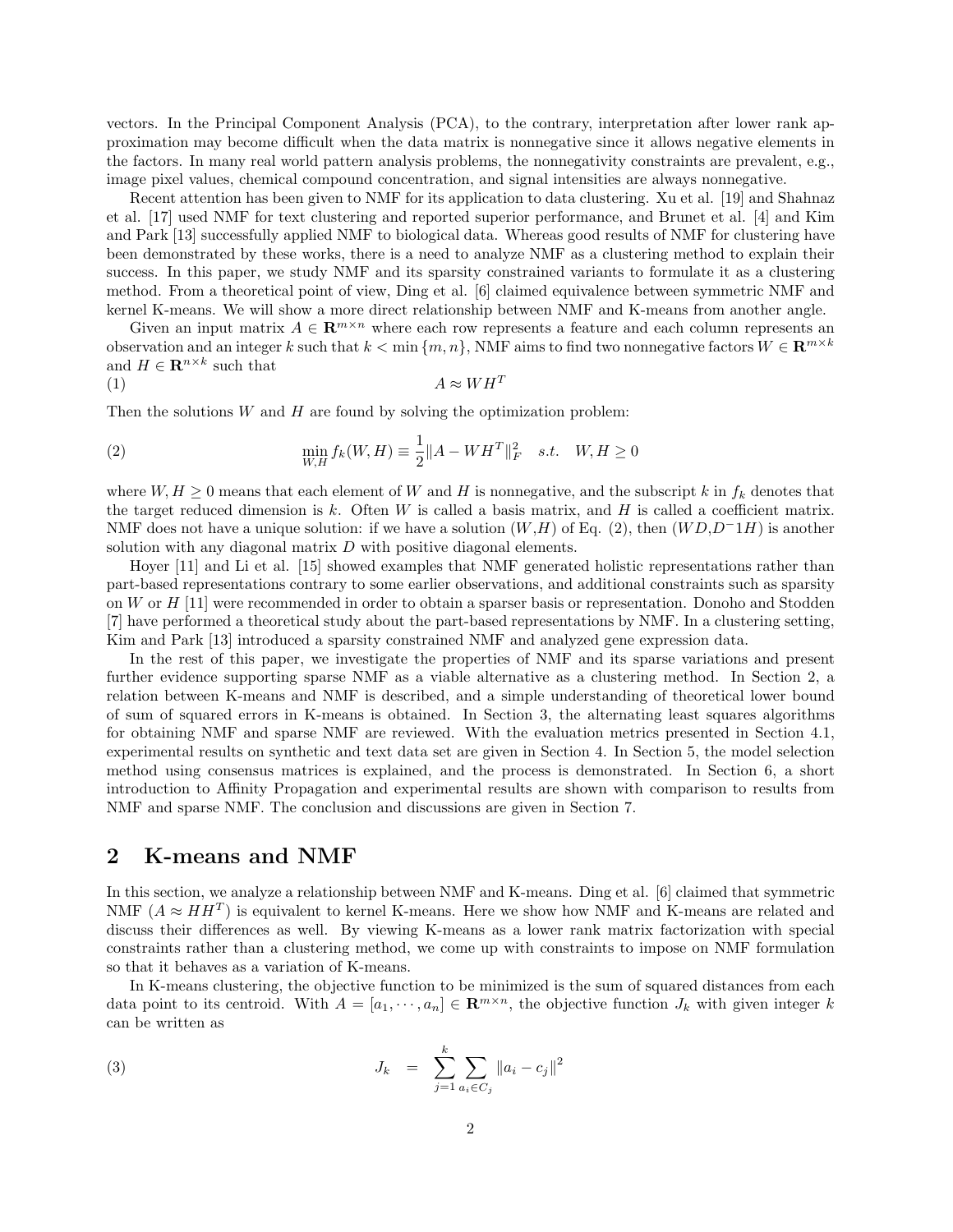vectors. In the Principal Component Analysis (PCA), to the contrary, interpretation after lower rank approximation may become difficult when the data matrix is nonnegative since it allows negative elements in the factors. In many real world pattern analysis problems, the nonnegativity constraints are prevalent, e.g., image pixel values, chemical compound concentration, and signal intensities are always nonnegative.

Recent attention has been given to NMF for its application to data clustering. Xu et al. [19] and Shahnaz et al. [17] used NMF for text clustering and reported superior performance, and Brunet et al. [4] and Kim and Park [13] successfully applied NMF to biological data. Whereas good results of NMF for clustering have been demonstrated by these works, there is a need to analyze NMF as a clustering method to explain their success. In this paper, we study NMF and its sparsity constrained variants to formulate it as a clustering method. From a theoretical point of view, Ding et al. [6] claimed equivalence between symmetric NMF and kernel K-means. We will show a more direct relationship between NMF and K-means from another angle.

Given an input matrix $A \in \mathbf{R}^{m\times n}$ where each row represents a feature and each column represents an observation and an integer $k$ such that $k < \min\{m, n\}$, NMF aims to find two nonnegative factors $W \in \mathbf{R}^{m\times k}$ and $H \in \mathbf{R}^{n\times k}$ such that

$$A \approx WH^T \tag{1}$$

Then the solutions $W$ and $H$ are found by solving the optimization problem:

$$\min_{W,H} f_k(W, H) \equiv \frac{1}{2}\|A - WH^T\|_F^2 \quad s.t. \quad W, H \geq 0 \tag{2}$$

where $W, H \geq 0$ means that each element of $W$ and $H$ is nonnegative, and the subscript $k$ in $f_k$ denotes that the target reduced dimension is $k$. Often $W$ is called a basis matrix, and $H$ is called a coefficient matrix. NMF does not have a unique solution: if we have a solution $(W,H)$ of Eq. (2), then $(WD, D^-1H)$ is another solution with any diagonal matrix $D$ with positive diagonal elements.

Hoyer [11] and Li et al. [15] showed examples that NMF generated holistic representations rather than part-based representations contrary to some earlier observations, and additional constraints such as sparsity on $W$ or $H$ [11] were recommended in order to obtain a sparser basis or representation. Donoho and Stodden [7] have performed a theoretical study about the part-based representations by NMF. In a clustering setting, Kim and Park [13] introduced a sparsity constrained NMF and analyzed gene expression data.

In the rest of this paper, we investigate the properties of NMF and its sparse variations and present further evidence supporting sparse NMF as a viable alternative as a clustering method. In Section 2, a relation between K-means and NMF is described, and a simple understanding of theoretical lower bound of sum of squared errors in K-means is obtained. In Section 3, the alternating least squares algorithms for obtaining NMF and sparse NMF are reviewed. With the evaluation metrics presented in Section 4.1, experimental results on synthetic and text data set are given in Section 4. In Section 5, the model selection method using consensus matrices is explained, and the process is demonstrated. In Section 6, a short introduction to Affinity Propagation and experimental results are shown with comparison to results from NMF and sparse NMF. The conclusion and discussions are given in Section 7.

## 2 K-means and NMF

In this section, we analyze a relationship between NMF and K-means. Ding et al. [6] claimed that symmetric NMF ($A \approx HH^T$) is equivalent to kernel K-means. Here we show how NMF and K-means are related and discuss their differences as well. By viewing K-means as a lower rank matrix factorization with special constraints rather than a clustering method, we come up with constraints to impose on NMF formulation so that it behaves as a variation of K-means.

In K-means clustering, the objective function to be minimized is the sum of squared distances from each data point to its centroid. With $A = [a_1, \cdots, a_n] \in \mathbf{R}^{m\times n}$, the objective function $J_k$ with given integer $k$ can be written as

$$J_k = \sum_{j=1}^{k} \sum_{a_i \in C_j} \|a_i - c_j\|^2 \tag{3}$$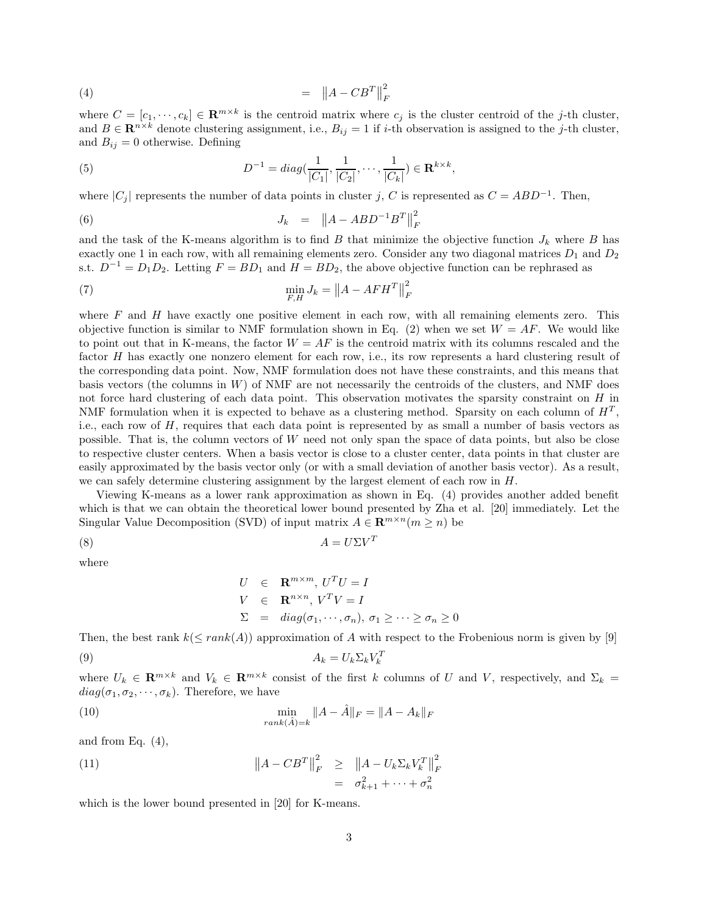$$= \left\|A - CB^T\right\|_F^2 \tag{4}$$

where $C = [c_1, \cdots, c_k] \in \mathbf{R}^{m\times k}$ is the centroid matrix where $c_j$ is the cluster centroid of the $j$-th cluster, and $B \in \mathbf{R}^{n\times k}$ denote clustering assignment, i.e., $B_{ij} = 1$ if $i$-th observation is assigned to the $j$-th cluster, and $B_{ij} = 0$ otherwise. Defining

$$D^{-1} = diag(\frac{1}{|C_1|}, \frac{1}{|C_2|}, \cdots, \frac{1}{|C_k|}) \in \mathbf{R}^{k\times k}, \tag{5}$$

where $|C_j|$ represents the number of data points in cluster $j$, $C$ is represented as $C = ABD^{-1}$. Then,

$$J_k = \left\|A - ABD^{-1}B^T\right\|_F^2 \tag{6}$$

and the task of the K-means algorithm is to find $B$ that minimize the objective function $J_k$ where $B$ has exactly one 1 in each row, with all remaining elements zero. Consider any two diagonal matrices $D_1$ and $D_2$ s.t. $D^{-1} = D_1 D_2$. Letting $F = BD_1$ and $H = BD_2$, the above objective function can be rephrased as

$$\min_{F,H} J_k = \left\|A - AFH^T\right\|_F^2 \tag{7}$$

where $F$ and $H$ have exactly one positive element in each row, with all remaining elements zero. This objective function is similar to NMF formulation shown in Eq. (2) when we set $W = AF$. We would like to point out that in K-means, the factor $W = AF$ is the centroid matrix with its columns rescaled and the factor $H$ has exactly one nonzero element for each row, i.e., its row represents a hard clustering result of the corresponding data point. Now, NMF formulation does not have these constraints, and this means that basis vectors (the columns in $W$) of NMF are not necessarily the centroids of the clusters, and NMF does not force hard clustering of each data point. This observation motivates the sparsity constraint on $H$ in NMF formulation when it is expected to behave as a clustering method. Sparsity on each column of $H^T$, i.e., each row of $H$, requires that each data point is represented by as small a number of basis vectors as possible. That is, the column vectors of $W$ need not only span the space of data points, but also be close to respective cluster centers. When a basis vector is close to a cluster center, data points in that cluster are easily approximated by the basis vector only (or with a small deviation of another basis vector). As a result, we can safely determine clustering assignment by the largest element of each row in $H$.

Viewing K-means as a lower rank approximation as shown in Eq. (4) provides another added benefit which is that we can obtain the theoretical lower bound presented by Zha et al. [20] immediately. Let the Singular Value Decomposition (SVD) of input matrix $A \in \mathbf{R}^{m\times n} (m \geq n)$ be

$$A = U\Sigma V^T \tag{8}$$

where

$$\begin{aligned} U &\in \mathbf{R}^{m\times m},\ U^TU = I \\ V &\in \mathbf{R}^{n\times n},\ V^TV = I \\ \Sigma &= diag(\sigma_1, \cdots, \sigma_n),\ \sigma_1 \geq \cdots \geq \sigma_n \geq 0 \end{aligned}$$

Then, the best rank $k(\leq rank(A))$ approximation of $A$ with respect to the Frobenious norm is given by [9]

$$A_k = U_k \Sigma_k V_k^T \tag{9}$$

where $U_k \in \mathbf{R}^{m\times k}$ and $V_k \in \mathbf{R}^{m\times k}$ consist of the first $k$ columns of $U$ and $V$, respectively, and $\Sigma_k = diag(\sigma_1, \sigma_2, \cdots, \sigma_k)$. Therefore, we have

$$\min_{rank(\hat{A})=k} \|A - \hat{A}\|_F = \|A - A_k\|_F \tag{10}$$

and from Eq. (4),

$$\begin{aligned} \left\|A - CB^T\right\|_F^2 &\geq \left\|A - U_k\Sigma_k V_k^T\right\|_F^2 \\ &= \sigma_{k+1}^2 + \cdots + \sigma_n^2 \end{aligned} \tag{11}$$

which is the lower bound presented in [20] for K-means.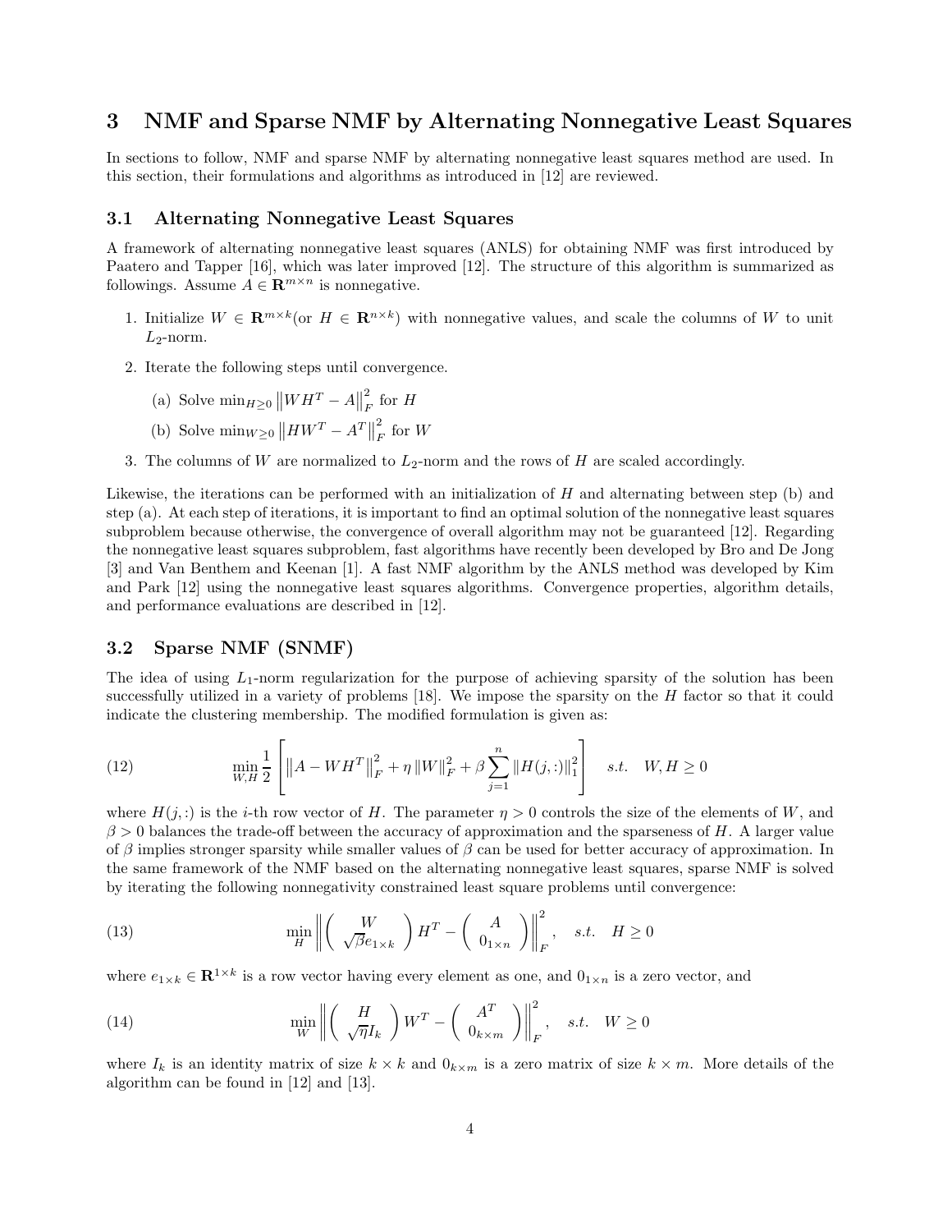## 3 NMF and Sparse NMF by Alternating Nonnegative Least Squares

In sections to follow, NMF and sparse NMF by alternating nonnegative least squares method are used. In this section, their formulations and algorithms as introduced in [12] are reviewed.

### 3.1 Alternating Nonnegative Least Squares

A framework of alternating nonnegative least squares (ANLS) for obtaining NMF was first introduced by Paatero and Tapper [16], which was later improved [12]. The structure of this algorithm is summarized as followings. Assume $A \in \mathbf{R}^{m \times n}$ is nonnegative.

1. Initialize $W \in \mathbf{R}^{m \times k}$(or $H \in \mathbf{R}^{n \times k}$) with nonnegative values, and scale the columns of $W$ to unit $L_2$-norm.
2. Iterate the following steps until convergence.
   (a) Solve $\min_{H \geq 0} \left\| WH^T - A \right\|_F^2$ for $H$
   (b) Solve $\min_{W \geq 0} \left\| HW^T - A^T \right\|_F^2$ for $W$
3. The columns of $W$ are normalized to $L_2$-norm and the rows of $H$ are scaled accordingly.

Likewise, the iterations can be performed with an initialization of $H$ and alternating between step (b) and step (a). At each step of iterations, it is important to find an optimal solution of the nonnegative least squares subproblem because otherwise, the convergence of overall algorithm may not be guaranteed [12]. Regarding the nonnegative least squares subproblem, fast algorithms have recently been developed by Bro and De Jong [3] and Van Benthem and Keenan [1]. A fast NMF algorithm by the ANLS method was developed by Kim and Park [12] using the nonnegative least squares algorithms. Convergence properties, algorithm details, and performance evaluations are described in [12].

### 3.2 Sparse NMF (SNMF)

The idea of using $L_1$-norm regularization for the purpose of achieving sparsity of the solution has been successfully utilized in a variety of problems [18]. We impose the sparsity on the $H$ factor so that it could indicate the clustering membership. The modified formulation is given as:

$$\min_{W,H} \frac{1}{2} \left[ \left\| A - WH^T \right\|_F^2 + \eta \left\| W \right\|_F^2 + \beta \sum_{j=1}^{n} \left\| H(j,:) \right\|_1^2 \right] \quad s.t. \quad W, H \geq 0 \tag{12}$$

where $H(j,:)$ is the $i$-th row vector of $H$. The parameter $\eta > 0$ controls the size of the elements of $W$, and $\beta > 0$ balances the trade-off between the accuracy of approximation and the sparseness of $H$. A larger value of $\beta$ implies stronger sparsity while smaller values of $\beta$ can be used for better accuracy of approximation. In the same framework of the NMF based on the alternating nonnegative least squares, sparse NMF is solved by iterating the following nonnegativity constrained least square problems until convergence:

$$\min_{H} \left\| \begin{pmatrix} W \\ \sqrt{\beta} e_{1 \times k} \end{pmatrix} H^T - \begin{pmatrix} A \\ 0_{1 \times n} \end{pmatrix} \right\|_F^2, \quad s.t. \quad H \geq 0 \tag{13}$$

where $e_{1 \times k} \in \mathbf{R}^{1 \times k}$ is a row vector having every element as one, and $0_{1 \times n}$ is a zero vector, and

$$\min_{W} \left\| \begin{pmatrix} H \\ \sqrt{\eta} I_k \end{pmatrix} W^T - \begin{pmatrix} A^T \\ 0_{k \times m} \end{pmatrix} \right\|_F^2, \quad s.t. \quad W \geq 0 \tag{14}$$

where $I_k$ is an identity matrix of size $k \times k$ and $0_{k \times m}$ is a zero matrix of size $k \times m$. More details of the algorithm can be found in [12] and [13].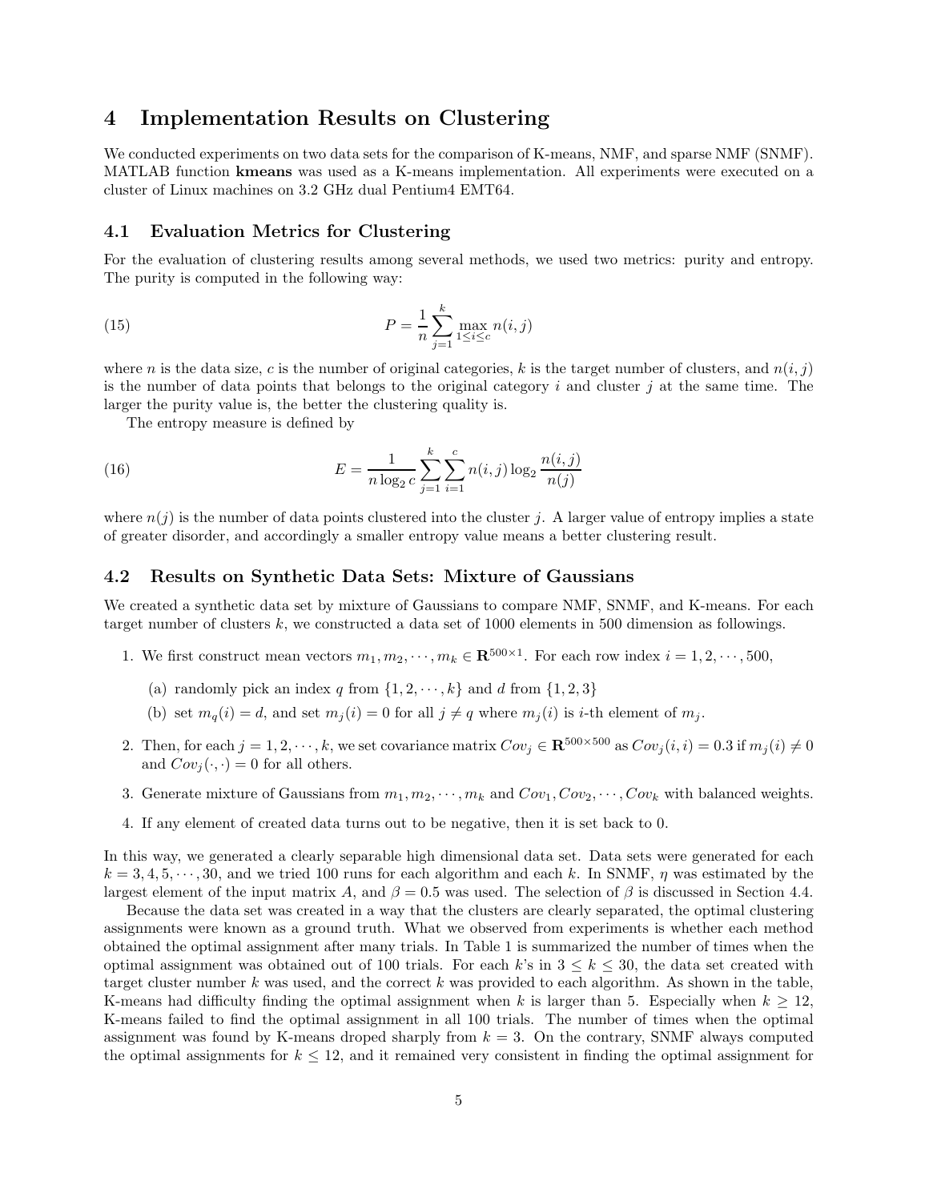# 4 Implementation Results on Clustering

We conducted experiments on two data sets for the comparison of K-means, NMF, and sparse NMF (SNMF). MATLAB function **kmeans** was used as a K-means implementation. All experiments were executed on a cluster of Linux machines on 3.2 GHz dual Pentium4 EMT64.

## 4.1 Evaluation Metrics for Clustering

For the evaluation of clustering results among several methods, we used two metrics: purity and entropy. The purity is computed in the following way:

$$P = \frac{1}{n} \sum_{j=1}^{k} \max_{1 \leq i \leq c} n(i,j) \tag{15}$$

where $n$ is the data size, $c$ is the number of original categories, $k$ is the target number of clusters, and $n(i,j)$ is the number of data points that belongs to the original category $i$ and cluster $j$ at the same time. The larger the purity value is, the better the clustering quality is.

The entropy measure is defined by

$$E = \frac{1}{n \log_2 c} \sum_{j=1}^{k} \sum_{i=1}^{c} n(i,j) \log_2 \frac{n(i,j)}{n(j)} \tag{16}$$

where $n(j)$ is the number of data points clustered into the cluster $j$. A larger value of entropy implies a state of greater disorder, and accordingly a smaller entropy value means a better clustering result.

## 4.2 Results on Synthetic Data Sets: Mixture of Gaussians

We created a synthetic data set by mixture of Gaussians to compare NMF, SNMF, and K-means. For each target number of clusters $k$, we constructed a data set of 1000 elements in 500 dimension as followings.

1. We first construct mean vectors $m_1, m_2, \cdots, m_k \in \mathbf{R}^{500 \times 1}$. For each row index $i = 1, 2, \cdots, 500$,
   (a) randomly pick an index $q$ from $\{1, 2, \cdots, k\}$ and $d$ from $\{1, 2, 3\}$
   (b) set $m_q(i) = d$, and set $m_j(i) = 0$ for all $j \neq q$ where $m_j(i)$ is $i$-th element of $m_j$.
2. Then, for each $j = 1, 2, \cdots, k$, we set covariance matrix $Cov_j \in \mathbf{R}^{500 \times 500}$ as $Cov_j(i,i) = 0.3$ if $m_j(i) \neq 0$ and $Cov_j(\cdot, \cdot) = 0$ for all others.
3. Generate mixture of Gaussians from $m_1, m_2, \cdots, m_k$ and $Cov_1, Cov_2, \cdots, Cov_k$ with balanced weights.
4. If any element of created data turns out to be negative, then it is set back to 0.

In this way, we generated a clearly separable high dimensional data set. Data sets were generated for each $k = 3, 4, 5, \cdots, 30$, and we tried 100 runs for each algorithm and each $k$. In SNMF, $\eta$ was estimated by the largest element of the input matrix $A$, and $\beta = 0.5$ was used. The selection of $\beta$ is discussed in Section 4.4.

Because the data set was created in a way that the clusters are clearly separated, the optimal clustering assignments were known as a ground truth. What we observed from experiments is whether each method obtained the optimal assignment after many trials. In Table 1 is summarized the number of times when the optimal assignment was obtained out of 100 trials. For each $k$'s in $3 \leq k \leq 30$, the data set created with target cluster number $k$ was used, and the correct $k$ was provided to each algorithm. As shown in the table, K-means had difficulty finding the optimal assignment when $k$ is larger than 5. Especially when $k \geq 12$, K-means failed to find the optimal assignment in all 100 trials. The number of times when the optimal assignment was found by K-means droped sharply from $k = 3$. On the contrary, SNMF always computed the optimal assignments for $k \leq 12$, and it remained very consistent in finding the optimal assignment for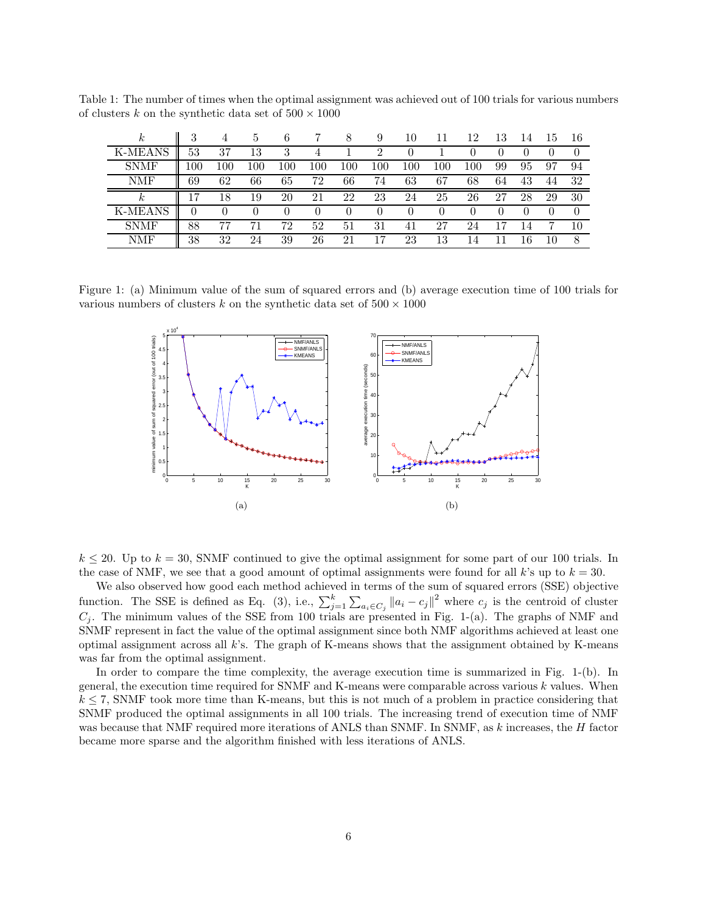Table 1: The number of times when the optimal assignment was achieved out of 100 trials for various numbers of clusters $k$ on the synthetic data set of $500 \times 1000$

| $k$ | 3 | 4 | 5 | 6 | 7 | 8 | 9 | 10 | 11 | 12 | 13 | 14 | 15 | 16 |
|---|---|---|---|---|---|---|---|---|---|---|---|---|---|---|
| K-MEANS | 53 | 37 | 13 | 3 | 4 | 1 | 2 | 0 | 1 | 0 | 0 | 0 | 0 | 0 |
| SNMF | 100 | 100 | 100 | 100 | 100 | 100 | 100 | 100 | 100 | 100 | 99 | 95 | 97 | 94 |
| NMF | 69 | 62 | 66 | 65 | 72 | 66 | 74 | 63 | 67 | 68 | 64 | 43 | 44 | 32 |
| $k$ | 17 | 18 | 19 | 20 | 21 | 22 | 23 | 24 | 25 | 26 | 27 | 28 | 29 | 30 |
| K-MEANS | 0 | 0 | 0 | 0 | 0 | 0 | 0 | 0 | 0 | 0 | 0 | 0 | 0 | 0 |
| SNMF | 88 | 77 | 71 | 72 | 52 | 51 | 31 | 41 | 27 | 24 | 17 | 14 | 7 | 10 |
| NMF | 38 | 32 | 24 | 39 | 26 | 21 | 17 | 23 | 13 | 14 | 11 | 16 | 10 | 8 |

Figure 1: (a) Minimum value of the sum of squared errors and (b) average execution time of 100 trials for various numbers of clusters $k$ on the synthetic data set of $500 \times 1000$

(a)

(b)

$k \leq 20$. Up to $k = 30$, SNMF continued to give the optimal assignment for some part of our 100 trials. In the case of NMF, we see that a good amount of optimal assignments were found for all $k$'s up to $k = 30$.

We also observed how good each method achieved in terms of the sum of squared errors (SSE) objective function. The SSE is defined as Eq. (3), i.e., $\sum_{j=1}^{k} \sum_{a_i \in C_j} \|a_i - c_j\|^2$ where $c_j$ is the centroid of cluster $C_j$. The minimum values of the SSE from 100 trials are presented in Fig. 1-(a). The graphs of NMF and SNMF represent in fact the value of the optimal assignment since both NMF algorithms achieved at least one optimal assignment across all $k$'s. The graph of K-means shows that the assignment obtained by K-means was far from the optimal assignment.

In order to compare the time complexity, the average execution time is summarized in Fig. 1-(b). In general, the execution time required for SNMF and K-means were comparable across various $k$ values. When $k \leq 7$, SNMF took more time than K-means, but this is not much of a problem in practice considering that SNMF produced the optimal assignments in all 100 trials. The increasing trend of execution time of NMF was because that NMF required more iterations of ANLS than SNMF. In SNMF, as $k$ increases, the $H$ factor became more sparse and the algorithm finished with less iterations of ANLS.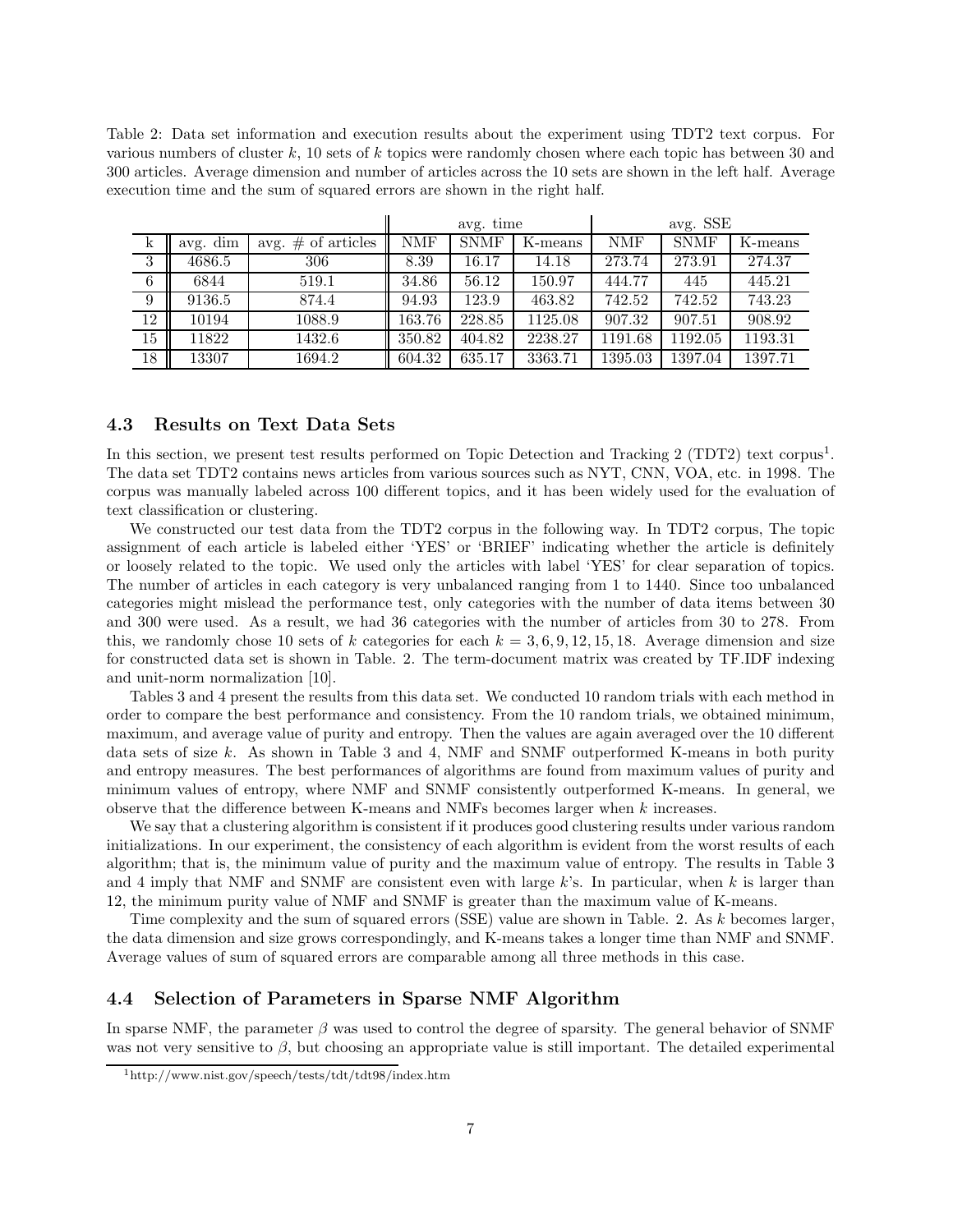Table 2: Data set information and execution results about the experiment using TDT2 text corpus. For various numbers of cluster $k$, 10 sets of $k$ topics were randomly chosen where each topic has between 30 and 300 articles. Average dimension and number of articles across the 10 sets are shown in the left half. Average execution time and the sum of squared errors are shown in the right half.

| | | | avg. time | | | avg. SSE | | |
|---|---|---|---|---|---|---|---|---|
| k | avg. dim | avg. # of articles | NMF | SNMF | K-means | NMF | SNMF | K-means |
| 3 | 4686.5 | 306 | 8.39 | 16.17 | 14.18 | 273.74 | 273.91 | 274.37 |
| 6 | 6844 | 519.1 | 34.86 | 56.12 | 150.97 | 444.77 | 445 | 445.21 |
| 9 | 9136.5 | 874.4 | 94.93 | 123.9 | 463.82 | 742.52 | 742.52 | 743.23 |
| 12 | 10194 | 1088.9 | 163.76 | 228.85 | 1125.08 | 907.32 | 907.51 | 908.92 |
| 15 | 11822 | 1432.6 | 350.82 | 404.82 | 2238.27 | 1191.68 | 1192.05 | 1193.31 |
| 18 | 13307 | 1694.2 | 604.32 | 635.17 | 3363.71 | 1395.03 | 1397.04 | 1397.71 |

### 4.3 Results on Text Data Sets

In this section, we present test results performed on Topic Detection and Tracking 2 (TDT2) text corpus[1]. The data set TDT2 contains news articles from various sources such as NYT, CNN, VOA, etc. in 1998. The corpus was manually labeled across 100 different topics, and it has been widely used for the evaluation of text classification or clustering.

We constructed our test data from the TDT2 corpus in the following way. In TDT2 corpus, The topic assignment of each article is labeled either 'YES' or 'BRIEF' indicating whether the article is definitely or loosely related to the topic. We used only the articles with label 'YES' for clear separation of topics. The number of articles in each category is very unbalanced ranging from 1 to 1440. Since too unbalanced categories might mislead the performance test, only categories with the number of data items between 30 and 300 were used. As a result, we had 36 categories with the number of articles from 30 to 278. From this, we randomly chose 10 sets of $k$ categories for each $k = 3, 6, 9, 12, 15, 18$. Average dimension and size for constructed data set is shown in Table. 2. The term-document matrix was created by TF.IDF indexing and unit-norm normalization [10].

Tables 3 and 4 present the results from this data set. We conducted 10 random trials with each method in order to compare the best performance and consistency. From the 10 random trials, we obtained minimum, maximum, and average value of purity and entropy. Then the values are again averaged over the 10 different data sets of size $k$. As shown in Table 3 and 4, NMF and SNMF outperformed K-means in both purity and entropy measures. The best performances of algorithms are found from maximum values of purity and minimum values of entropy, where NMF and SNMF consistently outperformed K-means. In general, we observe that the difference between K-means and NMFs becomes larger when $k$ increases.

We say that a clustering algorithm is consistent if it produces good clustering results under various random initializations. In our experiment, the consistency of each algorithm is evident from the worst results of each algorithm; that is, the minimum value of purity and the maximum value of entropy. The results in Table 3 and 4 imply that NMF and SNMF are consistent even with large $k$'s. In particular, when $k$ is larger than 12, the minimum purity value of NMF and SNMF is greater than the maximum value of K-means.

Time complexity and the sum of squared errors (SSE) value are shown in Table. 2. As $k$ becomes larger, the data dimension and size grows correspondingly, and K-means takes a longer time than NMF and SNMF. Average values of sum of squared errors are comparable among all three methods in this case.

### 4.4 Selection of Parameters in Sparse NMF Algorithm

In sparse NMF, the parameter $\beta$ was used to control the degree of sparsity. The general behavior of SNMF was not very sensitive to $\beta$, but choosing an appropriate value is still important. The detailed experimental

[1] http://www.nist.gov/speech/tests/tdt/tdt98/index.htm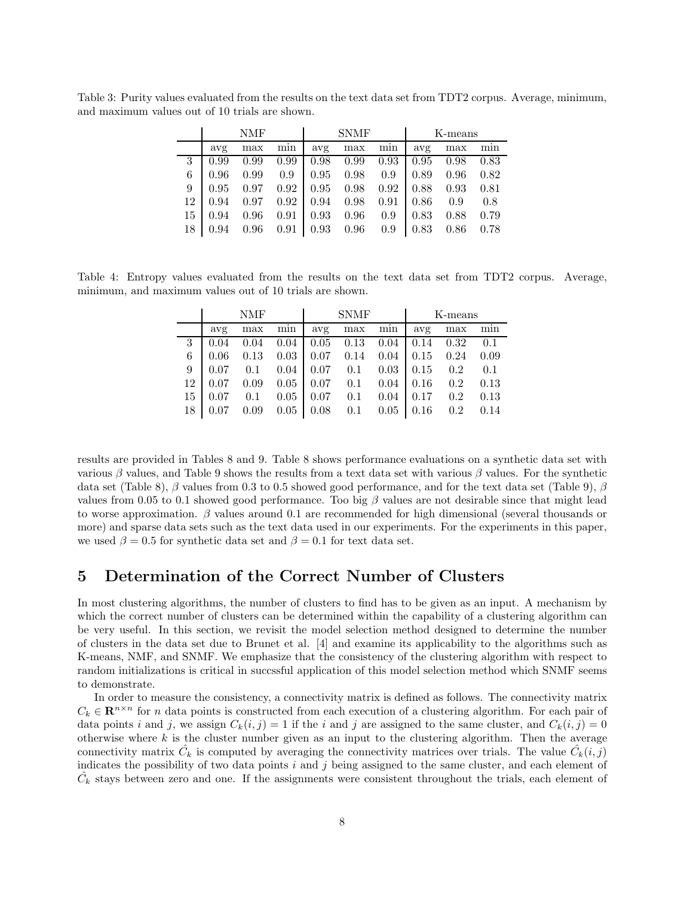Table 3: Purity values evaluated from the results on the text data set from TDT2 corpus. Average, minimum, and maximum values out of 10 trials are shown.

| | NMF | | | SNMF | | | K-means | | |
|---|---|---|---|---|---|---|---|---|---|
| | avg | max | min | avg | max | min | avg | max | min |
| 3 | 0.99 | 0.99 | 0.99 | 0.98 | 0.99 | 0.93 | 0.95 | 0.98 | 0.83 |
| 6 | 0.96 | 0.99 | 0.9 | 0.95 | 0.98 | 0.9 | 0.89 | 0.96 | 0.82 |
| 9 | 0.95 | 0.97 | 0.92 | 0.95 | 0.98 | 0.92 | 0.88 | 0.93 | 0.81 |
| 12 | 0.94 | 0.97 | 0.92 | 0.94 | 0.98 | 0.91 | 0.86 | 0.9 | 0.8 |
| 15 | 0.94 | 0.96 | 0.91 | 0.93 | 0.96 | 0.9 | 0.83 | 0.88 | 0.79 |
| 18 | 0.94 | 0.96 | 0.91 | 0.93 | 0.96 | 0.9 | 0.83 | 0.86 | 0.78 |

Table 4: Entropy values evaluated from the results on the text data set from TDT2 corpus. Average, minimum, and maximum values out of 10 trials are shown.

| | NMF | | | SNMF | | | K-means | | |
|---|---|---|---|---|---|---|---|---|---|
| | avg | max | min | avg | max | min | avg | max | min |
| 3 | 0.04 | 0.04 | 0.04 | 0.05 | 0.13 | 0.04 | 0.14 | 0.32 | 0.1 |
| 6 | 0.06 | 0.13 | 0.03 | 0.07 | 0.14 | 0.04 | 0.15 | 0.24 | 0.09 |
| 9 | 0.07 | 0.1 | 0.04 | 0.07 | 0.1 | 0.03 | 0.15 | 0.2 | 0.1 |
| 12 | 0.07 | 0.09 | 0.05 | 0.07 | 0.1 | 0.04 | 0.16 | 0.2 | 0.13 |
| 15 | 0.07 | 0.1 | 0.05 | 0.07 | 0.1 | 0.04 | 0.17 | 0.2 | 0.13 |
| 18 | 0.07 | 0.09 | 0.05 | 0.08 | 0.1 | 0.05 | 0.16 | 0.2 | 0.14 |

results are provided in Tables 8 and 9. Table 8 shows performance evaluations on a synthetic data set with various $\beta$ values, and Table 9 shows the results from a text data set with various $\beta$ values. For the synthetic data set (Table 8), $\beta$ values from 0.3 to 0.5 showed good performance, and for the text data set (Table 9), $\beta$ values from 0.05 to 0.1 showed good performance. Too big $\beta$ values are not desirable since that might lead to worse approximation. $\beta$ values around 0.1 are recommended for high dimensional (several thousands or more) and sparse data sets such as the text data used in our experiments. For the experiments in this paper, we used $\beta = 0.5$ for synthetic data set and $\beta = 0.1$ for text data set.

# 5 Determination of the Correct Number of Clusters

In most clustering algorithms, the number of clusters to find has to be given as an input. A mechanism by which the correct number of clusters can be determined within the capability of a clustering algorithm can be very useful. In this section, we revisit the model selection method designed to determine the number of clusters in the data set due to Brunet et al. [4] and examine its applicability to the algorithms such as K-means, NMF, and SNMF. We emphasize that the consistency of the clustering algorithm with respect to random initializations is critical in succssful application of this model selection method which SNMF seems to demonstrate.

In order to measure the consistency, a connectivity matrix is defined as follows. The connectivity matrix $C_k \in \mathbf{R}^{n \times n}$ for $n$ data points is constructed from each execution of a clustering algorithm. For each pair of data points $i$ and $j$, we assign $C_k(i,j) = 1$ if the $i$ and $j$ are assigned to the same cluster, and $C_k(i,j) = 0$ otherwise where $k$ is the cluster number given as an input to the clustering algorithm. Then the average connectivity matrix $\hat{C}_k$ is computed by averaging the connectivity matrices over trials. The value $\hat{C}_k(i,j)$ indicates the possibility of two data points $i$ and $j$ being assigned to the same cluster, and each element of $\hat{C}_k$ stays between zero and one. If the assignments were consistent throughout the trials, each element of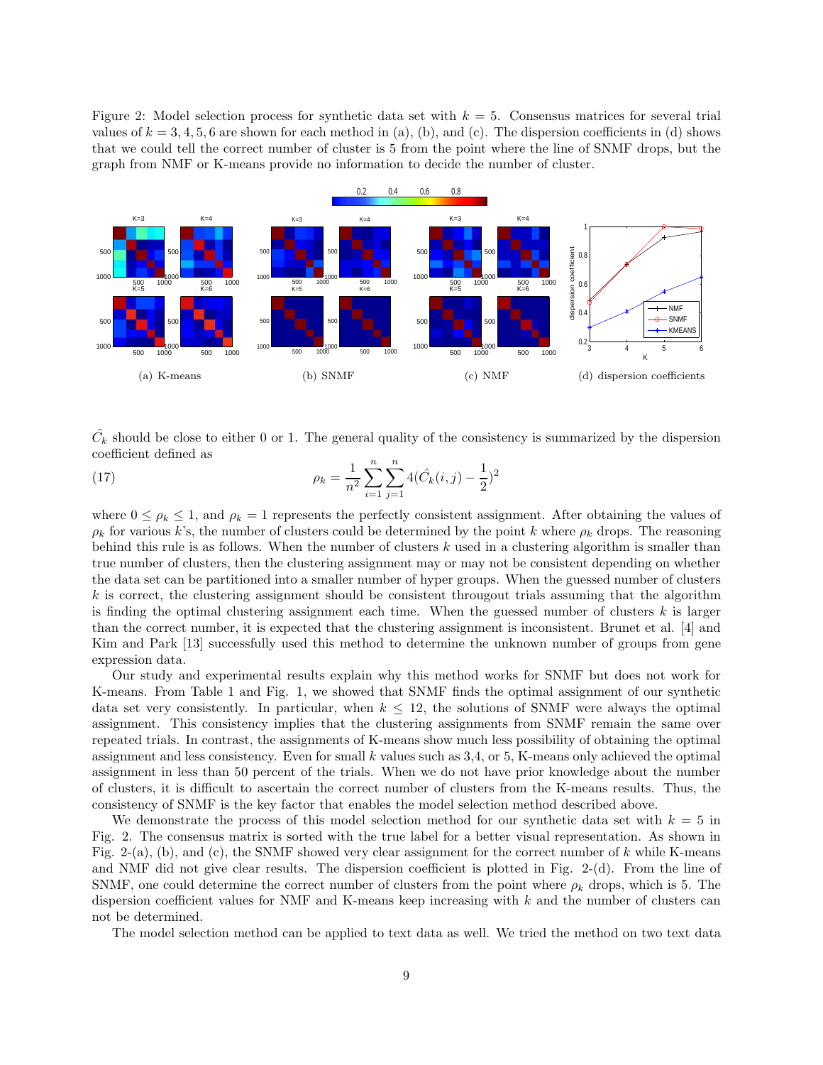Figure 2: Model selection process for synthetic data set with $k = 5$. Consensus matrices for several trial values of $k = 3, 4, 5, 6$ are shown for each method in (a), (b), and (c). The dispersion coefficients in (d) shows that we could tell the correct number of cluster is 5 from the point where the line of SNMF drops, but the graph from NMF or K-means provide no information to decide the number of cluster.

(a) K-means (b) SNMF (c) NMF (d) dispersion coefficients

$\hat{C}_k$ should be close to either 0 or 1. The general quality of the consistency is summarized by the dispersion coefficient defined as

$$\rho_k = \frac{1}{n^2} \sum_{i=1}^{n} \sum_{j=1}^{n} 4(\hat{C}_k(i,j) - \frac{1}{2})^2 \tag{17}$$

where $0 \leq \rho_k \leq 1$, and $\rho_k = 1$ represents the perfectly consistent assignment. After obtaining the values of $\rho_k$ for various $k$'s, the number of clusters could be determined by the point $k$ where $\rho_k$ drops. The reasoning behind this rule is as follows. When the number of clusters $k$ used in a clustering algorithm is smaller than true number of clusters, then the clustering assignment may or may not be consistent depending on whether the data set can be partitioned into a smaller number of hyper groups. When the guessed number of clusters $k$ is correct, the clustering assignment should be consistent througout trials assuming that the algorithm is finding the optimal clustering assignment each time. When the guessed number of clusters $k$ is larger than the correct number, it is expected that the clustering assignment is inconsistent. Brunet et al. [4] and Kim and Park [13] successfully used this method to determine the unknown number of groups from gene expression data.

Our study and experimental results explain why this method works for SNMF but does not work for K-means. From Table 1 and Fig. 1, we showed that SNMF finds the optimal assignment of our synthetic data set very consistently. In particular, when $k \leq 12$, the solutions of SNMF were always the optimal assignment. This consistency implies that the clustering assignments from SNMF remain the same over repeated trials. In contrast, the assignments of K-means show much less possibility of obtaining the optimal assignment and less consistency. Even for small $k$ values such as 3,4, or 5, K-means only achieved the optimal assignment in less than 50 percent of the trials. When we do not have prior knowledge about the number of clusters, it is difficult to ascertain the correct number of clusters from the K-means results. Thus, the consistency of SNMF is the key factor that enables the model selection method described above.

We demonstrate the process of this model selection method for our synthetic data set with $k = 5$ in Fig. 2. The consensus matrix is sorted with the true label for a better visual representation. As shown in Fig. 2-(a), (b), and (c), the SNMF showed very clear assignment for the correct number of $k$ while K-means and NMF did not give clear results. The dispersion coefficient is plotted in Fig. 2-(d). From the line of SNMF, one could determine the correct number of clusters from the point where $\rho_k$ drops, which is 5. The dispersion coefficient values for NMF and K-means keep increasing with $k$ and the number of clusters can not be determined.

The model selection method can be applied to text data as well. We tried the method on two text data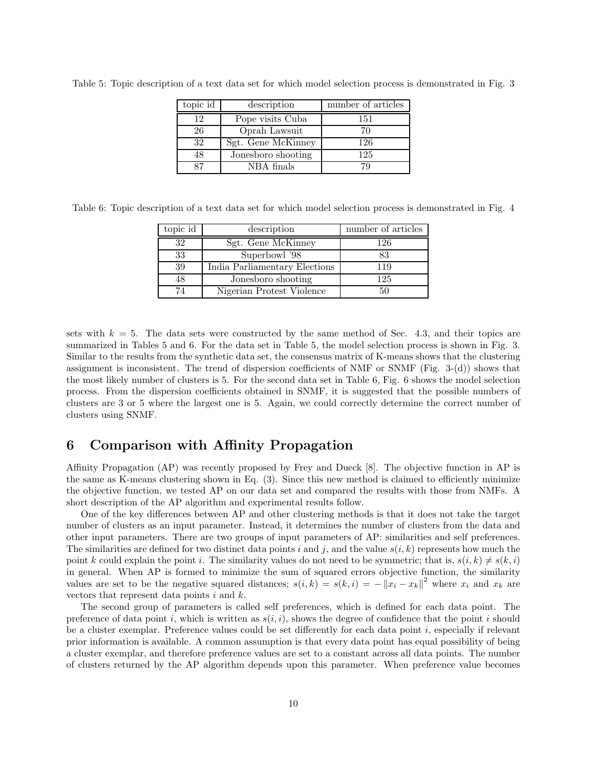Table 5: Topic description of a text data set for which model selection process is demonstrated in Fig. 3

| topic id | description | number of articles |
|---|---|---|
| 12 | Pope visits Cuba | 151 |
| 26 | Oprah Lawsuit | 70 |
| 32 | Sgt. Gene McKinney | 126 |
| 48 | Jonesboro shooting | 125 |
| 87 | NBA finals | 79 |

Table 6: Topic description of a text data set for which model selection process is demonstrated in Fig. 4

| topic id | description | number of articles |
|---|---|---|
| 32 | Sgt. Gene McKinney | 126 |
| 33 | Superbowl '98 | 83 |
| 39 | India Parliamentary Elections | 119 |
| 48 | Jonesboro shooting | 125 |
| 74 | Nigerian Protest Violence | 50 |

sets with $k = 5$. The data sets were constructed by the same method of Sec. 4.3, and their topics are summarized in Tables 5 and 6. For the data set in Table 5, the model selection process is shown in Fig. 3. Similar to the results from the synthetic data set, the consensus matrix of K-means shows that the clustering assignment is inconsistent. The trend of dispersion coefficients of NMF or SNMF (Fig. 3-(d)) shows that the most likely number of clusters is 5. For the second data set in Table 6, Fig. 6 shows the model selection process. From the dispersion coefficients obtained in SNMF, it is suggested that the possible numbers of clusters are 3 or 5 where the largest one is 5. Again, we could correctly determine the correct number of clusters using SNMF.

# 6 Comparison with Affinity Propagation

Affinity Propagation (AP) was recently proposed by Frey and Dueck [8]. The objective function in AP is the same as K-means clustering shown in Eq. (3). Since this new method is claimed to efficiently minimize the objective function, we tested AP on our data set and compared the results with those from NMFs. A short description of the AP algorithm and experimental results follow.

One of the key differences between AP and other clustering methods is that it does not take the target number of clusters as an input parameter. Instead, it determines the number of clusters from the data and other input parameters. There are two groups of input parameters of AP: similarities and self preferences. The similarities are defined for two distinct data points $i$ and $j$, and the value $s(i, k)$ represents how much the point $k$ could explain the point $i$. The similarity values do not need to be symmetric; that is, $s(i, k) \neq s(k, i)$ in general. When AP is formed to minimize the sum of squared errors objective function, the similarity values are set to be the negative squared distances; $s(i, k) = s(k, i) = -\|x_i - x_k\|^2$ where $x_i$ and $x_k$ are vectors that represent data points $i$ and $k$.

The second group of parameters is called self preferences, which is defined for each data point. The preference of data point $i$, which is written as $s(i, i)$, shows the degree of confidence that the point $i$ should be a cluster exemplar. Preference values could be set differently for each data point $i$, especially if relevant prior information is available. A common assumption is that every data point has equal possibility of being a cluster exemplar, and therefore preference values are set to a constant across all data points. The number of clusters returned by the AP algorithm depends upon this parameter. When preference value becomes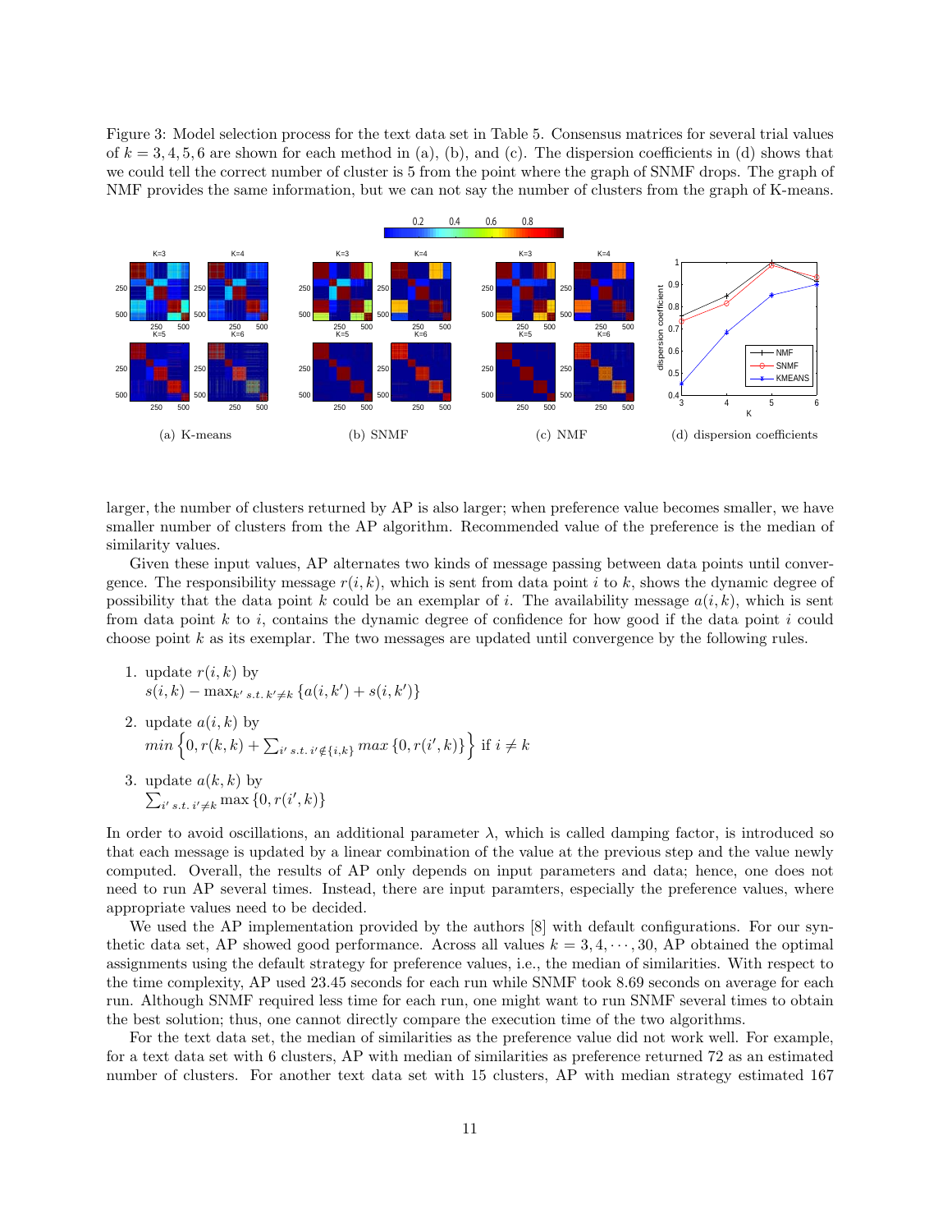Figure 3: Model selection process for the text data set in Table 5. Consensus matrices for several trial values of $k = 3, 4, 5, 6$ are shown for each method in (a), (b), and (c). The dispersion coefficients in (d) shows that we could tell the correct number of cluster is 5 from the point where the graph of SNMF drops. The graph of NMF provides the same information, but we can not say the number of clusters from the graph of K-means.

(a) K-means (b) SNMF (c) NMF (d) dispersion coefficients

larger, the number of clusters returned by AP is also larger; when preference value becomes smaller, we have smaller number of clusters from the AP algorithm. Recommended value of the preference is the median of similarity values.

Given these input values, AP alternates two kinds of message passing between data points until convergence. The responsibility message $r(i, k)$, which is sent from data point $i$ to $k$, shows the dynamic degree of possibility that the data point $k$ could be an exemplar of $i$. The availability message $a(i, k)$, which is sent from data point $k$ to $i$, contains the dynamic degree of confidence for how good if the data point $i$ could choose point $k$ as its exemplar. The two messages are updated until convergence by the following rules.

1. update $r(i, k)$ by
   $s(i, k) - \max_{k' \ s.t. \ k' \neq k} \{a(i, k') + s(i, k')\}$
2. update $a(i, k)$ by
   $min\left\{0, r(k, k) + \sum_{i' \ s.t. \ i' \notin \{i,k\}} max\left\{0, r(i', k)\right\}\right\}$ if $i \neq k$
3. update $a(k, k)$ by
   $\sum_{i' \ s.t. \ i' \neq k} \max\{0, r(i', k)\}$

In order to avoid oscillations, an additional parameter $\lambda$, which is called damping factor, is introduced so that each message is updated by a linear combination of the value at the previous step and the value newly computed. Overall, the results of AP only depends on input parameters and data; hence, one does not need to run AP several times. Instead, there are input paramters, especially the preference values, where appropriate values need to be decided.

We used the AP implementation provided by the authors [8] with default configurations. For our synthetic data set, AP showed good performance. Across all values $k = 3, 4, \cdots, 30$, AP obtained the optimal assignments using the default strategy for preference values, i.e., the median of similarities. With respect to the time complexity, AP used 23.45 seconds for each run while SNMF took 8.69 seconds on average for each run. Although SNMF required less time for each run, one might want to run SNMF several times to obtain the best solution; thus, one cannot directly compare the execution time of the two algorithms.

For the text data set, the median of similarities as the preference value did not work well. For example, for a text data set with 6 clusters, AP with median of similarities as preference returned 72 as an estimated number of clusters. For another text data set with 15 clusters, AP with median strategy estimated 167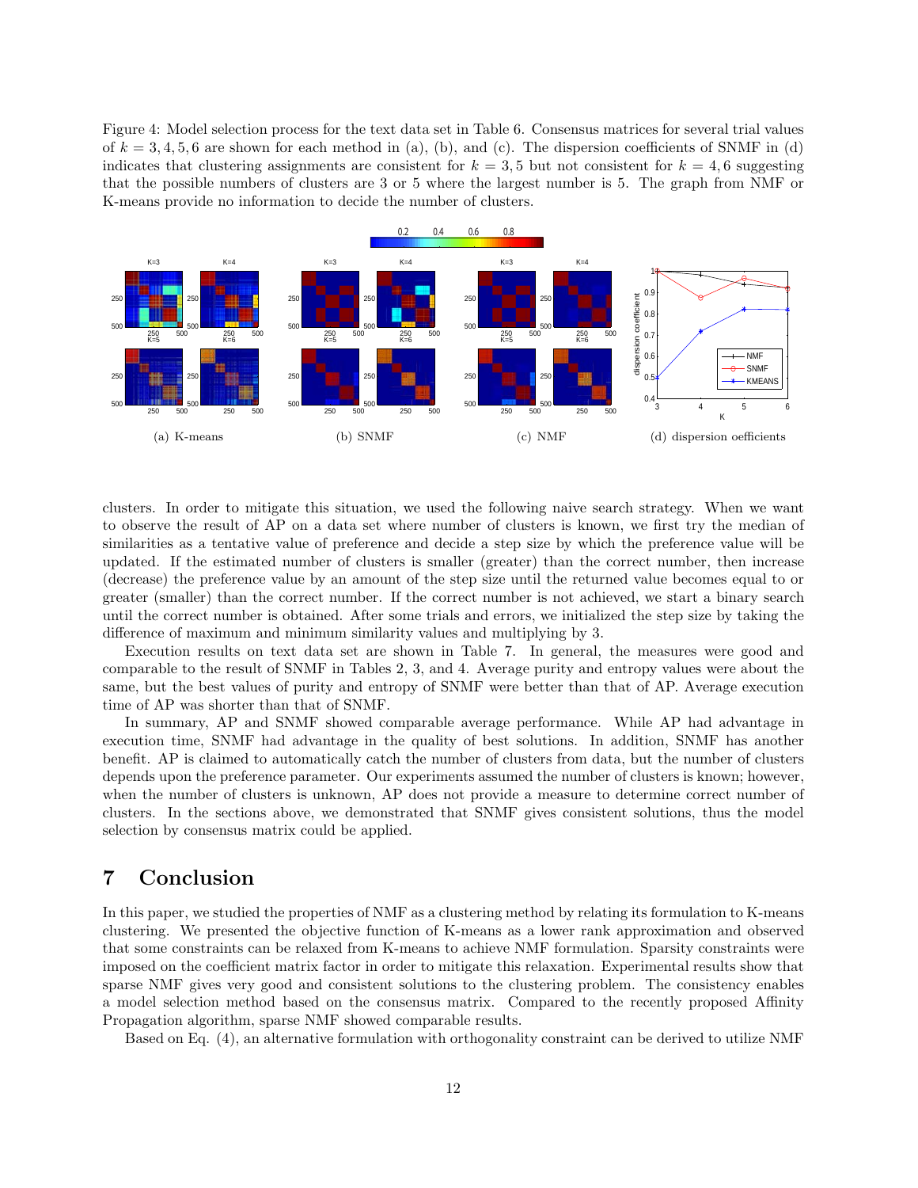Figure 4: Model selection process for the text data set in Table 6. Consensus matrices for several trial values of $k = 3, 4, 5, 6$ are shown for each method in (a), (b), and (c). The dispersion coefficients of SNMF in (d) indicates that clustering assignments are consistent for $k = 3, 5$ but not consistent for $k = 4, 6$ suggesting that the possible numbers of clusters are 3 or 5 where the largest number is 5. The graph from NMF or K-means provide no information to decide the number of clusters.

(a) K-means (b) SNMF (c) NMF (d) dispersion oefficients

clusters. In order to mitigate this situation, we used the following naive search strategy. When we want to observe the result of AP on a data set where number of clusters is known, we first try the median of similarities as a tentative value of preference and decide a step size by which the preference value will be updated. If the estimated number of clusters is smaller (greater) than the correct number, then increase (decrease) the preference value by an amount of the step size until the returned value becomes equal to or greater (smaller) than the correct number. If the correct number is not achieved, we start a binary search until the correct number is obtained. After some trials and errors, we initialized the step size by taking the difference of maximum and minimum similarity values and multiplying by 3.

Execution results on text data set are shown in Table 7. In general, the measures were good and comparable to the result of SNMF in Tables 2, 3, and 4. Average purity and entropy values were about the same, but the best values of purity and entropy of SNMF were better than that of AP. Average execution time of AP was shorter than that of SNMF.

In summary, AP and SNMF showed comparable average performance. While AP had advantage in execution time, SNMF had advantage in the quality of best solutions. In addition, SNMF has another benefit. AP is claimed to automatically catch the number of clusters from data, but the number of clusters depends upon the preference parameter. Our experiments assumed the number of clusters is known; however, when the number of clusters is unknown, AP does not provide a measure to determine correct number of clusters. In the sections above, we demonstrated that SNMF gives consistent solutions, thus the model selection by consensus matrix could be applied.

# 7 Conclusion

In this paper, we studied the properties of NMF as a clustering method by relating its formulation to K-means clustering. We presented the objective function of K-means as a lower rank approximation and observed that some constraints can be relaxed from K-means to achieve NMF formulation. Sparsity constraints were imposed on the coefficient matrix factor in order to mitigate this relaxation. Experimental results show that sparse NMF gives very good and consistent solutions to the clustering problem. The consistency enables a model selection method based on the consensus matrix. Compared to the recently proposed Affinity Propagation algorithm, sparse NMF showed comparable results.

Based on Eq. (4), an alternative formulation with orthogonality constraint can be derived to utilize NMF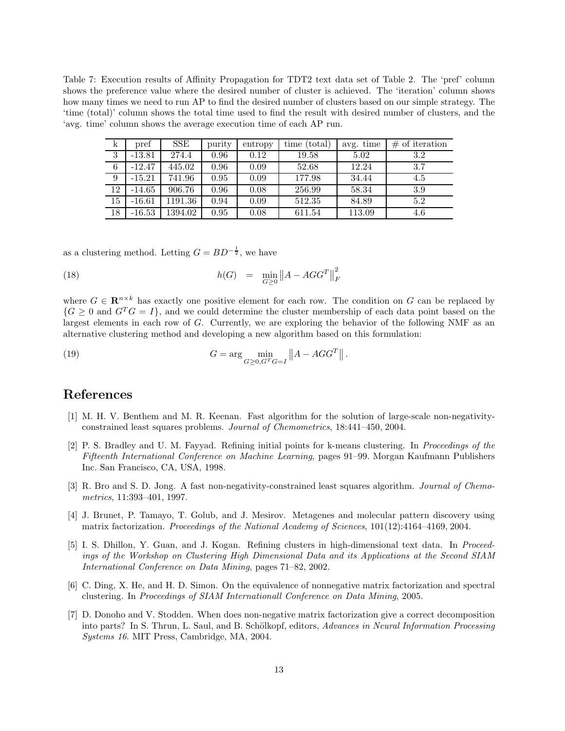Table 7: Execution results of Affinity Propagation for TDT2 text data set of Table 2. The 'pref' column shows the preference value where the desired number of cluster is achieved. The 'iteration' column shows how many times we need to run AP to find the desired number of clusters based on our simple strategy. The 'time (total)' column shows the total time used to find the result with desired number of clusters, and the 'avg. time' column shows the average execution time of each AP run.

| k | pref | SSE | purity | entropy | time (total) | avg. time | # of iteration |
|---|---|---|---|---|---|---|---|
| 3 | -13.81 | 274.4 | 0.96 | 0.12 | 19.58 | 5.02 | 3.2 |
| 6 | -12.47 | 445.02 | 0.96 | 0.09 | 52.68 | 12.24 | 3.7 |
| 9 | -15.21 | 741.96 | 0.95 | 0.09 | 177.98 | 34.44 | 4.5 |
| 12 | -14.65 | 906.76 | 0.96 | 0.08 | 256.99 | 58.34 | 3.9 |
| 15 | -16.61 | 1191.36 | 0.94 | 0.09 | 512.35 | 84.89 | 5.2 |
| 18 | -16.53 | 1394.02 | 0.95 | 0.08 | 611.54 | 113.09 | 4.6 |

as a clustering method. Letting $G = BD^{-\frac{1}{2}}$, we have

$$h(G) \quad = \quad \min_{G \geq 0} \left\| A - AGG^T \right\|_F^2 \tag{18}$$

where $G \in \mathbf{R}^{n \times k}$ has exactly one positive element for each row. The condition on $G$ can be replaced by $\{G \geq 0 \text{ and } G^T G = I\}$, and we could determine the cluster membership of each data point based on the largest elements in each row of $G$. Currently, we are exploring the behavior of the following NMF as an alternative clustering method and developing a new algorithm based on this formulation:

$$G = \arg \min_{G \geq 0, G^T G = I} \left\| A - AGG^T \right\|. \tag{19}$$

## References

[1] M. H. V. Benthem and M. R. Keenan. Fast algorithm for the solution of large-scale non-negativity-constrained least squares problems. *Journal of Chemometrics*, 18:441–450, 2004.

[2] P. S. Bradley and U. M. Fayyad. Refining initial points for k-means clustering. In *Proceedings of the Fifteenth International Conference on Machine Learning*, pages 91–99. Morgan Kaufmann Publishers Inc. San Francisco, CA, USA, 1998.

[3] R. Bro and S. D. Jong. A fast non-negativity-constrained least squares algorithm. *Journal of Chemometrics*, 11:393–401, 1997.

[4] J. Brunet, P. Tamayo, T. Golub, and J. Mesirov. Metagenes and molecular pattern discovery using matrix factorization. *Proceedings of the National Academy of Sciences*, 101(12):4164–4169, 2004.

[5] I. S. Dhillon, Y. Guan, and J. Kogan. Refining clusters in high-dimensional text data. In *Proceedings of the Workshop on Clustering High Dimensional Data and its Applications at the Second SIAM International Conference on Data Mining*, pages 71–82, 2002.

[6] C. Ding, X. He, and H. D. Simon. On the equivalence of nonnegative matrix factorization and spectral clustering. In *Proceedings of SIAM Internationall Conference on Data Mining*, 2005.

[7] D. Donoho and V. Stodden. When does non-negative matrix factorization give a correct decomposition into parts? In S. Thrun, L. Saul, and B. Schölkopf, editors, *Advances in Neural Information Processing Systems 16*. MIT Press, Cambridge, MA, 2004.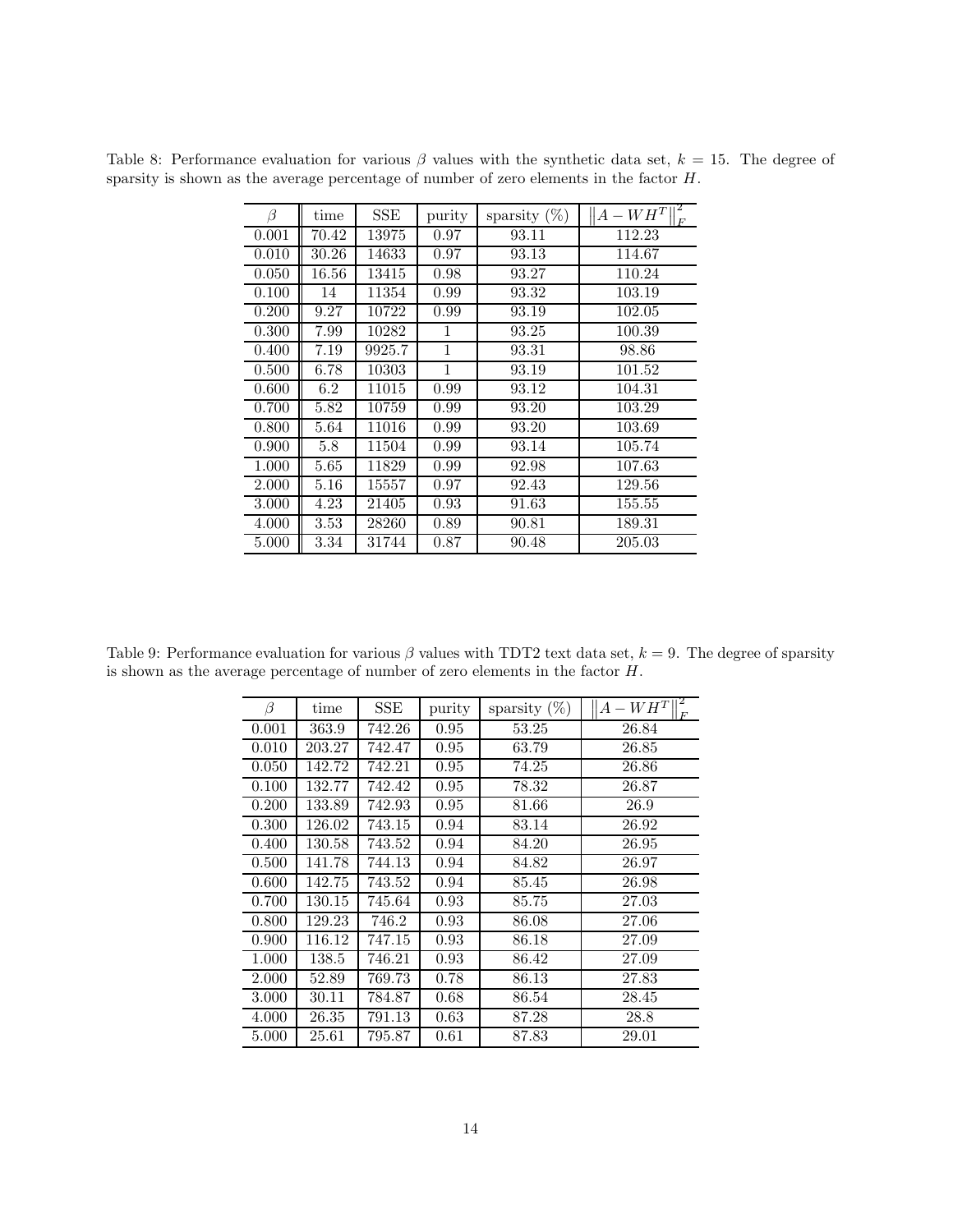Table 8: Performance evaluation for various $\beta$ values with the synthetic data set, $k = 15$. The degree of sparsity is shown as the average percentage of number of zero elements in the factor $H$.

| $\beta$ | time | SSE | purity | sparsity (%) | $\left\|A - WH^T\right\|_F^2$ |
|---|---|---|---|---|---|
| 0.001 | 70.42 | 13975 | 0.97 | 93.11 | 112.23 |
| 0.010 | 30.26 | 14633 | 0.97 | 93.13 | 114.67 |
| 0.050 | 16.56 | 13415 | 0.98 | 93.27 | 110.24 |
| 0.100 | 14 | 11354 | 0.99 | 93.32 | 103.19 |
| 0.200 | 9.27 | 10722 | 0.99 | 93.19 | 102.05 |
| 0.300 | 7.99 | 10282 | 1 | 93.25 | 100.39 |
| 0.400 | 7.19 | 9925.7 | 1 | 93.31 | 98.86 |
| 0.500 | 6.78 | 10303 | 1 | 93.19 | 101.52 |
| 0.600 | 6.2 | 11015 | 0.99 | 93.12 | 104.31 |
| 0.700 | 5.82 | 10759 | 0.99 | 93.20 | 103.29 |
| 0.800 | 5.64 | 11016 | 0.99 | 93.20 | 103.69 |
| 0.900 | 5.8 | 11504 | 0.99 | 93.14 | 105.74 |
| 1.000 | 5.65 | 11829 | 0.99 | 92.98 | 107.63 |
| 2.000 | 5.16 | 15557 | 0.97 | 92.43 | 129.56 |
| 3.000 | 4.23 | 21405 | 0.93 | 91.63 | 155.55 |
| 4.000 | 3.53 | 28260 | 0.89 | 90.81 | 189.31 |
| 5.000 | 3.34 | 31744 | 0.87 | 90.48 | 205.03 |

Table 9: Performance evaluation for various $\beta$ values with TDT2 text data set, $k = 9$. The degree of sparsity is shown as the average percentage of number of zero elements in the factor $H$.

| $\beta$ | time | SSE | purity | sparsity (%) | $\left\|A - WH^T\right\|_F^2$ |
|---|---|---|---|---|---|
| 0.001 | 363.9 | 742.26 | 0.95 | 53.25 | 26.84 |
| 0.010 | 203.27 | 742.47 | 0.95 | 63.79 | 26.85 |
| 0.050 | 142.72 | 742.21 | 0.95 | 74.25 | 26.86 |
| 0.100 | 132.77 | 742.42 | 0.95 | 78.32 | 26.87 |
| 0.200 | 133.89 | 742.93 | 0.95 | 81.66 | 26.9 |
| 0.300 | 126.02 | 743.15 | 0.94 | 83.14 | 26.92 |
| 0.400 | 130.58 | 743.52 | 0.94 | 84.20 | 26.95 |
| 0.500 | 141.78 | 744.13 | 0.94 | 84.82 | 26.97 |
| 0.600 | 142.75 | 743.52 | 0.94 | 85.45 | 26.98 |
| 0.700 | 130.15 | 745.64 | 0.93 | 85.75 | 27.03 |
| 0.800 | 129.23 | 746.2 | 0.93 | 86.08 | 27.06 |
| 0.900 | 116.12 | 747.15 | 0.93 | 86.18 | 27.09 |
| 1.000 | 138.5 | 746.21 | 0.93 | 86.42 | 27.09 |
| 2.000 | 52.89 | 769.73 | 0.78 | 86.13 | 27.83 |
| 3.000 | 30.11 | 784.87 | 0.68 | 86.54 | 28.45 |
| 4.000 | 26.35 | 791.13 | 0.63 | 87.28 | 28.8 |
| 5.000 | 25.61 | 795.87 | 0.61 | 87.83 | 29.01 |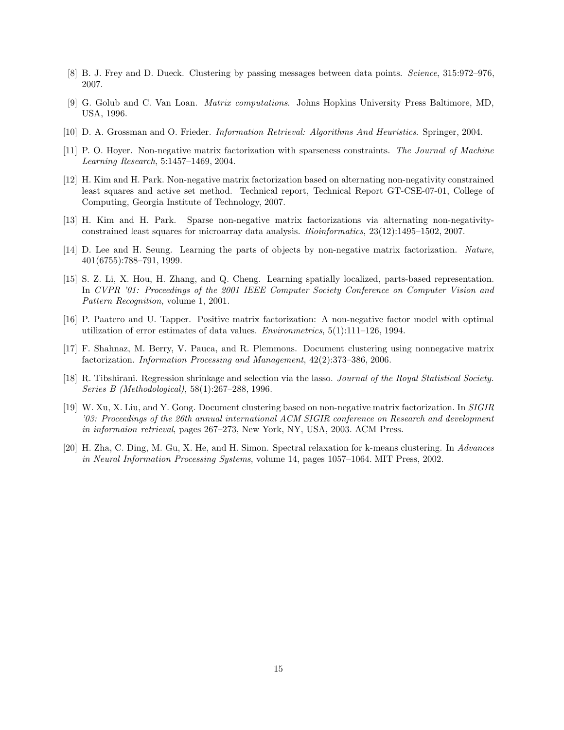[8] B. J. Frey and D. Dueck. Clustering by passing messages between data points. *Science*, 315:972–976, 2007.

[9] G. Golub and C. Van Loan. *Matrix computations*. Johns Hopkins University Press Baltimore, MD, USA, 1996.

[10] D. A. Grossman and O. Frieder. *Information Retrieval: Algorithms And Heuristics*. Springer, 2004.

[11] P. O. Hoyer. Non-negative matrix factorization with sparseness constraints. *The Journal of Machine Learning Research*, 5:1457–1469, 2004.

[12] H. Kim and H. Park. Non-negative matrix factorization based on alternating non-negativity constrained least squares and active set method. Technical report, Technical Report GT-CSE-07-01, College of Computing, Georgia Institute of Technology, 2007.

[13] H. Kim and H. Park. Sparse non-negative matrix factorizations via alternating non-negativity-constrained least squares for microarray data analysis. *Bioinformatics*, 23(12):1495–1502, 2007.

[14] D. Lee and H. Seung. Learning the parts of objects by non-negative matrix factorization. *Nature*, 401(6755):788–791, 1999.

[15] S. Z. Li, X. Hou, H. Zhang, and Q. Cheng. Learning spatially localized, parts-based representation. In *CVPR '01: Proceedings of the 2001 IEEE Computer Society Conference on Computer Vision and Pattern Recognition*, volume 1, 2001.

[16] P. Paatero and U. Tapper. Positive matrix factorization: A non-negative factor model with optimal utilization of error estimates of data values. *Environmetrics*, 5(1):111–126, 1994.

[17] F. Shahnaz, M. Berry, V. Pauca, and R. Plemmons. Document clustering using nonnegative matrix factorization. *Information Processing and Management*, 42(2):373–386, 2006.

[18] R. Tibshirani. Regression shrinkage and selection via the lasso. *Journal of the Royal Statistical Society. Series B (Methodological)*, 58(1):267–288, 1996.

[19] W. Xu, X. Liu, and Y. Gong. Document clustering based on non-negative matrix factorization. In *SIGIR '03: Proceedings of the 26th annual international ACM SIGIR conference on Research and development in informaion retrieval*, pages 267–273, New York, NY, USA, 2003. ACM Press.

[20] H. Zha, C. Ding, M. Gu, X. He, and H. Simon. Spectral relaxation for k-means clustering. In *Advances in Neural Information Processing Systems*, volume 14, pages 1057–1064. MIT Press, 2002.